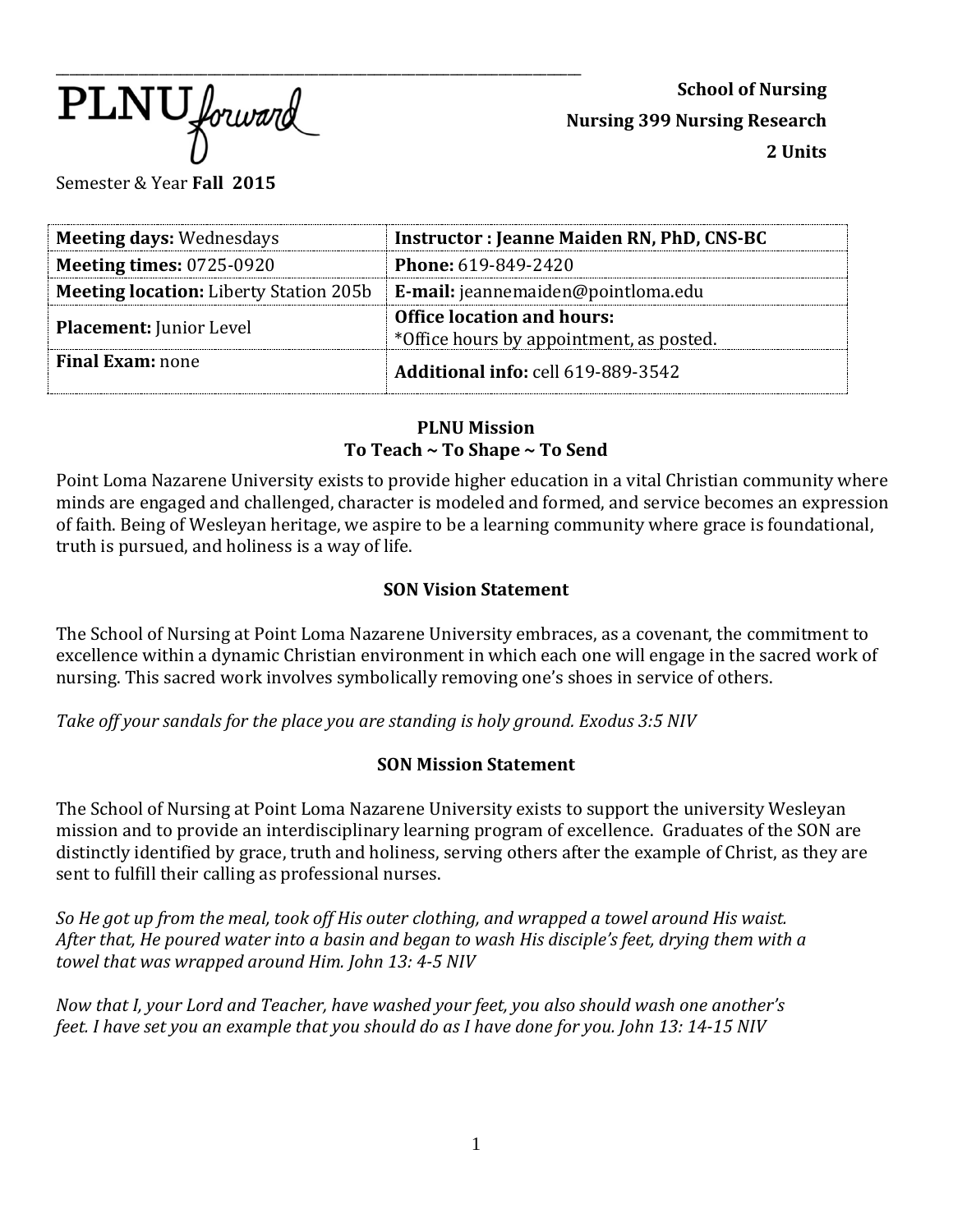PLNU forward

**School of Nursing**

**Nursing 399 Nursing Research**

**2 Units**

Semester & Year **Fall 2015**

| **Meeting days:** Wednesdays | **Instructor : Jeanne Maiden RN, PhD, CNS-BC** |
|---|---|
| **Meeting times:** 0725-0920 | **Phone:** 619-849-2420 |
| **Meeting location:** Liberty Station 205b | **E-mail:** jeannemaiden@pointloma.edu |
| **Placement:** Junior Level | **Office location and hours:** *Office hours by appointment, as posted. |
| **Final Exam:** none | **Additional info:** cell 619-889-3542 |

## PLNU Mission
## To Teach ~ To Shape ~ To Send

Point Loma Nazarene University exists to provide higher education in a vital Christian community where minds are engaged and challenged, character is modeled and formed, and service becomes an expression of faith. Being of Wesleyan heritage, we aspire to be a learning community where grace is foundational, truth is pursued, and holiness is a way of life.

## SON Vision Statement

The School of Nursing at Point Loma Nazarene University embraces, as a covenant, the commitment to excellence within a dynamic Christian environment in which each one will engage in the sacred work of nursing. This sacred work involves symbolically removing one's shoes in service of others.

*Take off your sandals for the place you are standing is holy ground. Exodus 3:5 NIV*

## SON Mission Statement

The School of Nursing at Point Loma Nazarene University exists to support the university Wesleyan mission and to provide an interdisciplinary learning program of excellence. Graduates of the SON are distinctly identified by grace, truth and holiness, serving others after the example of Christ, as they are sent to fulfill their calling as professional nurses.

*So He got up from the meal, took off His outer clothing, and wrapped a towel around His waist. After that, He poured water into a basin and began to wash His disciple's feet, drying them with a towel that was wrapped around Him. John 13: 4-5 NIV*

*Now that I, your Lord and Teacher, have washed your feet, you also should wash one another's feet. I have set you an example that you should do as I have done for you. John 13: 14-15 NIV*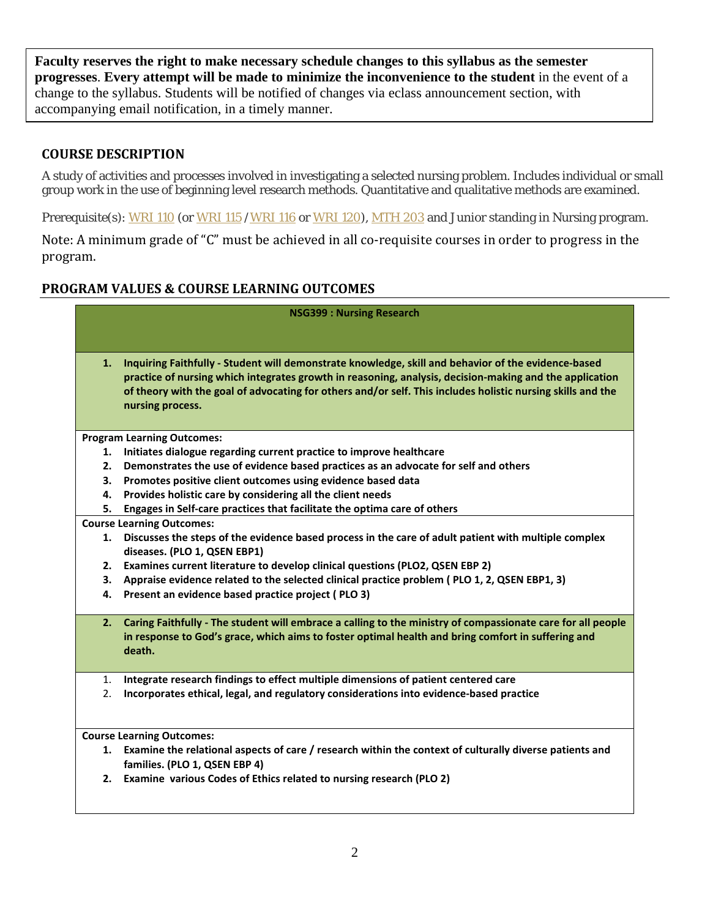**Faculty reserves the right to make necessary schedule changes to this syllabus as the semester progresses**. **Every attempt will be made to minimize the inconvenience to the student** in the event of a change to the syllabus. Students will be notified of changes via eclass announcement section, with accompanying email notification, in a timely manner.

## COURSE DESCRIPTION

A study of activities and processes involved in investigating a selected nursing problem. Includes individual or small group work in the use of beginning level research methods. Quantitative and qualitative methods are examined.

Prerequisite(s): WRI 110 (or WRI 115/WRI 116 or WRI 120), MTH 203 and Junior standing in Nursing program.

Note: A minimum grade of "C" must be achieved in all co-requisite courses in order to progress in the program.

## PROGRAM VALUES & COURSE LEARNING OUTCOMES

**NSG399 : Nursing Research**

1. **Inquiring Faithfully - Student will demonstrate knowledge, skill and behavior of the evidence-based practice of nursing which integrates growth in reasoning, analysis, decision-making and the application of theory with the goal of advocating for others and/or self. This includes holistic nursing skills and the nursing process.**

**Program Learning Outcomes:**

1. **Initiates dialogue regarding current practice to improve healthcare**
2. **Demonstrates the use of evidence based practices as an advocate for self and others**
3. **Promotes positive client outcomes using evidence based data**
4. **Provides holistic care by considering all the client needs**
5. **Engages in Self-care practices that facilitate the optima care of others**

**Course Learning Outcomes:**

1. **Discusses the steps of the evidence based process in the care of adult patient with multiple complex diseases. (PLO 1, QSEN EBP1)**
2. **Examines current literature to develop clinical questions (PLO2, QSEN EBP 2)**
3. **Appraise evidence related to the selected clinical practice problem ( PLO 1, 2, QSEN EBP1, 3)**
4. **Present an evidence based practice project ( PLO 3)**

2. **Caring Faithfully - The student will embrace a calling to the ministry of compassionate care for all people in response to God's grace, which aims to foster optimal health and bring comfort in suffering and death.**

1. **Integrate research findings to effect multiple dimensions of patient centered care**
2. **Incorporates ethical, legal, and regulatory considerations into evidence-based practice**

**Course Learning Outcomes:**

1. **Examine the relational aspects of care / research within the context of culturally diverse patients and families. (PLO 1, QSEN EBP 4)**
2. **Examine various Codes of Ethics related to nursing research (PLO 2)**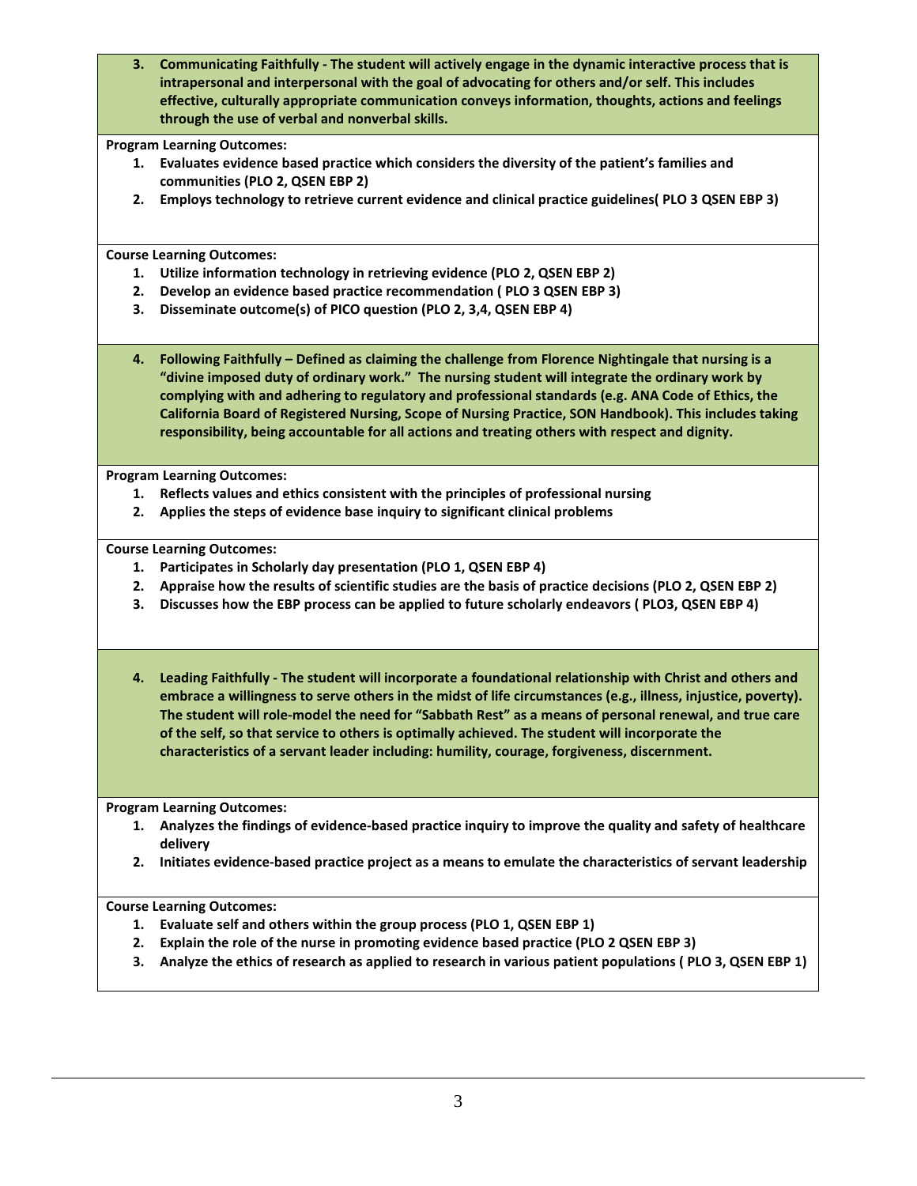**3. Communicating Faithfully - The student will actively engage in the dynamic interactive process that is intrapersonal and interpersonal with the goal of advocating for others and/or self. This includes effective, culturally appropriate communication conveys information, thoughts, actions and feelings through the use of verbal and nonverbal skills.**

**Program Learning Outcomes:**

1. **Evaluates evidence based practice which considers the diversity of the patient's families and communities (PLO 2, QSEN EBP 2)**
2. **Employs technology to retrieve current evidence and clinical practice guidelines( PLO 3 QSEN EBP 3)**

**Course Learning Outcomes:**

1. **Utilize information technology in retrieving evidence (PLO 2, QSEN EBP 2)**
2. **Develop an evidence based practice recommendation ( PLO 3 QSEN EBP 3)**
3. **Disseminate outcome(s) of PICO question (PLO 2, 3,4, QSEN EBP 4)**

**4. Following Faithfully – Defined as claiming the challenge from Florence Nightingale that nursing is a "divine imposed duty of ordinary work." The nursing student will integrate the ordinary work by complying with and adhering to regulatory and professional standards (e.g. ANA Code of Ethics, the California Board of Registered Nursing, Scope of Nursing Practice, SON Handbook). This includes taking responsibility, being accountable for all actions and treating others with respect and dignity.**

**Program Learning Outcomes:**

1. **Reflects values and ethics consistent with the principles of professional nursing**
2. **Applies the steps of evidence base inquiry to significant clinical problems**

**Course Learning Outcomes:**

1. **Participates in Scholarly day presentation (PLO 1, QSEN EBP 4)**
2. **Appraise how the results of scientific studies are the basis of practice decisions (PLO 2, QSEN EBP 2)**
3. **Discusses how the EBP process can be applied to future scholarly endeavors ( PLO3, QSEN EBP 4)**

**4. Leading Faithfully - The student will incorporate a foundational relationship with Christ and others and embrace a willingness to serve others in the midst of life circumstances (e.g., illness, injustice, poverty). The student will role-model the need for "Sabbath Rest" as a means of personal renewal, and true care of the self, so that service to others is optimally achieved. The student will incorporate the characteristics of a servant leader including: humility, courage, forgiveness, discernment.**

**Program Learning Outcomes:**

1. **Analyzes the findings of evidence-based practice inquiry to improve the quality and safety of healthcare delivery**
2. **Initiates evidence-based practice project as a means to emulate the characteristics of servant leadership**

**Course Learning Outcomes:**

1. **Evaluate self and others within the group process (PLO 1, QSEN EBP 1)**
2. **Explain the role of the nurse in promoting evidence based practice (PLO 2 QSEN EBP 3)**
3. **Analyze the ethics of research as applied to research in various patient populations ( PLO 3, QSEN EBP 1)**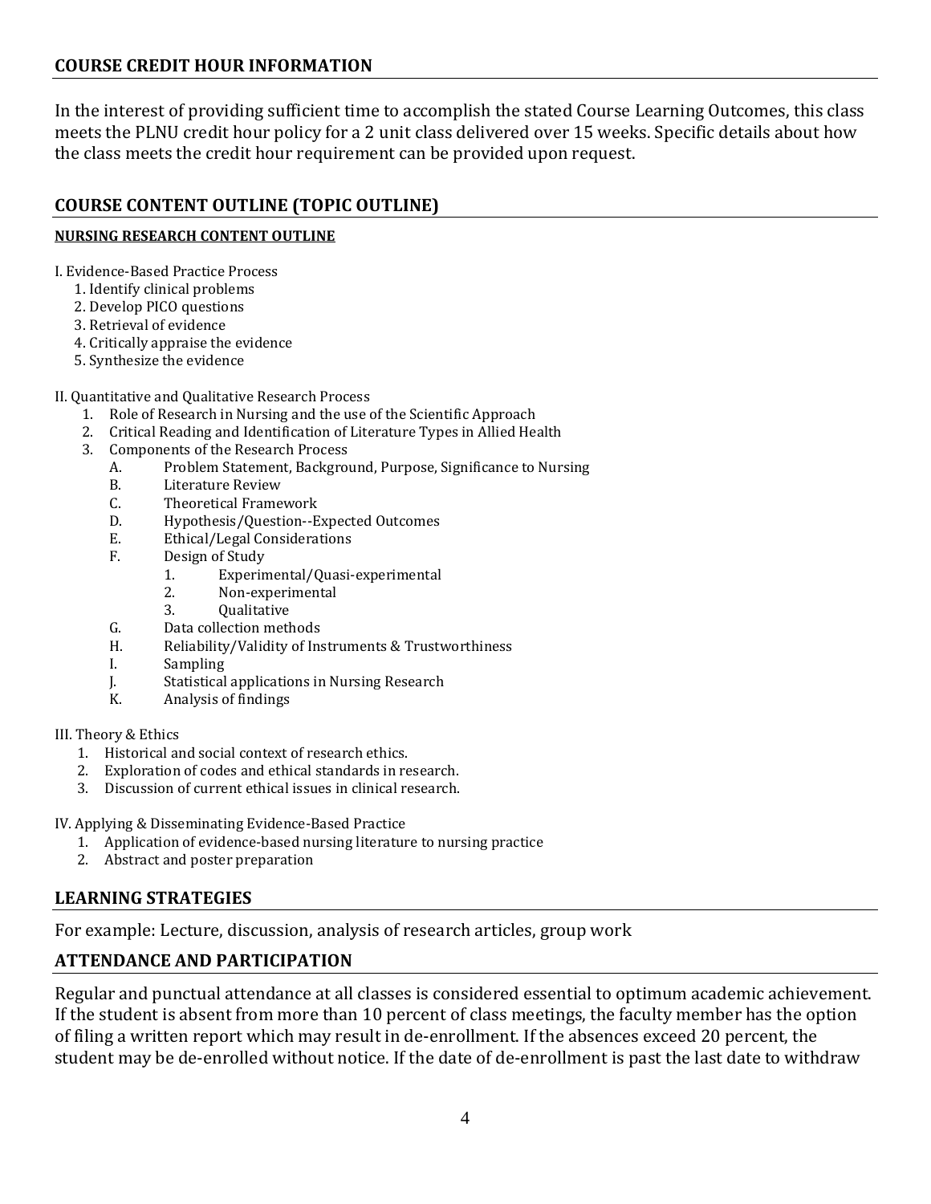## COURSE CREDIT HOUR INFORMATION

In the interest of providing sufficient time to accomplish the stated Course Learning Outcomes, this class meets the PLNU credit hour policy for a 2 unit class delivered over 15 weeks. Specific details about how the class meets the credit hour requirement can be provided upon request.

## COURSE CONTENT OUTLINE (TOPIC OUTLINE)

### NURSING RESEARCH CONTENT OUTLINE

I. Evidence-Based Practice Process
   1. Identify clinical problems
   2. Develop PICO questions
   3. Retrieval of evidence
   4. Critically appraise the evidence
   5. Synthesize the evidence

II. Quantitative and Qualitative Research Process
   1. Role of Research in Nursing and the use of the Scientific Approach
   2. Critical Reading and Identification of Literature Types in Allied Health
   3. Components of the Research Process
      A. Problem Statement, Background, Purpose, Significance to Nursing
      B. Literature Review
      C. Theoretical Framework
      D. Hypothesis/Question--Expected Outcomes
      E. Ethical/Legal Considerations
      F. Design of Study
         1. Experimental/Quasi-experimental
         2. Non-experimental
         3. Qualitative
      G. Data collection methods
      H. Reliability/Validity of Instruments & Trustworthiness
      I. Sampling
      J. Statistical applications in Nursing Research
      K. Analysis of findings

III. Theory & Ethics
   1. Historical and social context of research ethics.
   2. Exploration of codes and ethical standards in research.
   3. Discussion of current ethical issues in clinical research.

IV. Applying & Disseminating Evidence-Based Practice
   1. Application of evidence-based nursing literature to nursing practice
   2. Abstract and poster preparation

## LEARNING STRATEGIES

For example: Lecture, discussion, analysis of research articles, group work

## ATTENDANCE AND PARTICIPATION

Regular and punctual attendance at all classes is considered essential to optimum academic achievement. If the student is absent from more than 10 percent of class meetings, the faculty member has the option of filing a written report which may result in de-enrollment. If the absences exceed 20 percent, the student may be de-enrolled without notice. If the date of de-enrollment is past the last date to withdraw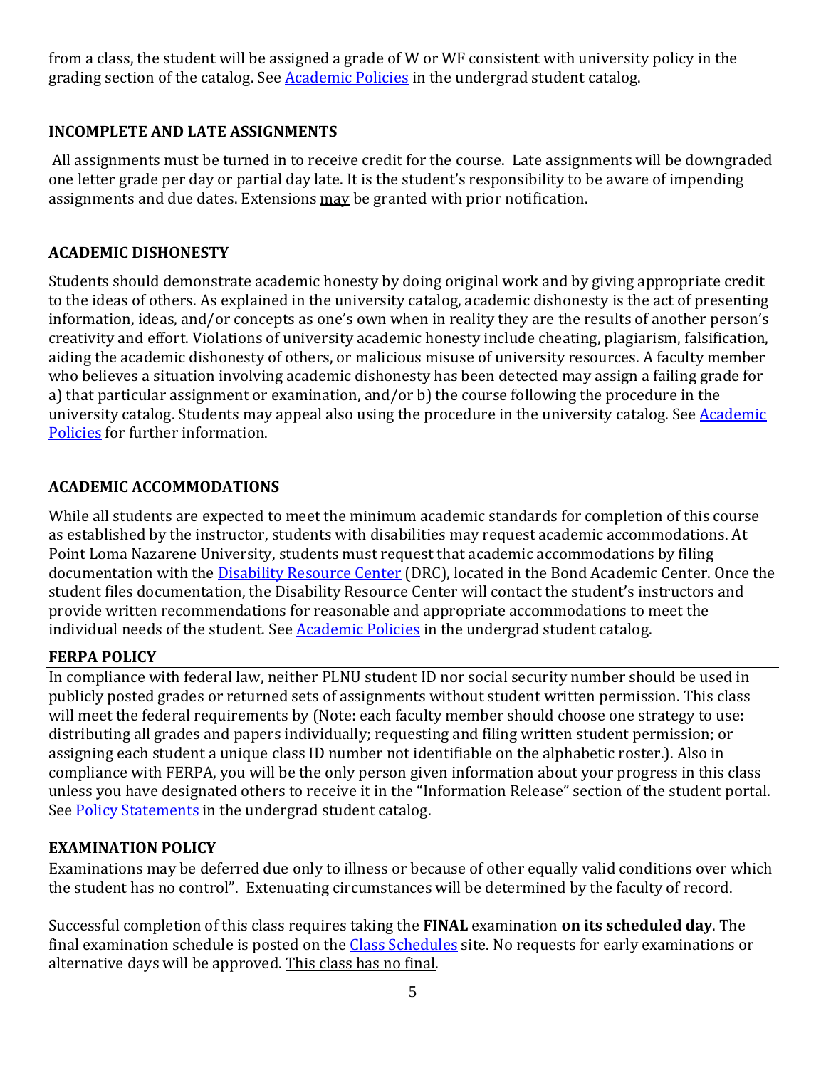from a class, the student will be assigned a grade of W or WF consistent with university policy in the grading section of the catalog. See Academic Policies in the undergrad student catalog.

## INCOMPLETE AND LATE ASSIGNMENTS

All assignments must be turned in to receive credit for the course. Late assignments will be downgraded one letter grade per day or partial day late. It is the student's responsibility to be aware of impending assignments and due dates. Extensions may be granted with prior notification.

## ACADEMIC DISHONESTY

Students should demonstrate academic honesty by doing original work and by giving appropriate credit to the ideas of others. As explained in the university catalog, academic dishonesty is the act of presenting information, ideas, and/or concepts as one's own when in reality they are the results of another person's creativity and effort. Violations of university academic honesty include cheating, plagiarism, falsification, aiding the academic dishonesty of others, or malicious misuse of university resources. A faculty member who believes a situation involving academic dishonesty has been detected may assign a failing grade for a) that particular assignment or examination, and/or b) the course following the procedure in the university catalog. Students may appeal also using the procedure in the university catalog. See Academic Policies for further information.

## ACADEMIC ACCOMMODATIONS

While all students are expected to meet the minimum academic standards for completion of this course as established by the instructor, students with disabilities may request academic accommodations. At Point Loma Nazarene University, students must request that academic accommodations by filing documentation with the Disability Resource Center (DRC), located in the Bond Academic Center. Once the student files documentation, the Disability Resource Center will contact the student's instructors and provide written recommendations for reasonable and appropriate accommodations to meet the individual needs of the student. See Academic Policies in the undergrad student catalog.

## FERPA POLICY

In compliance with federal law, neither PLNU student ID nor social security number should be used in publicly posted grades or returned sets of assignments without student written permission. This class will meet the federal requirements by (Note: each faculty member should choose one strategy to use: distributing all grades and papers individually; requesting and filing written student permission; or assigning each student a unique class ID number not identifiable on the alphabetic roster.). Also in compliance with FERPA, you will be the only person given information about your progress in this class unless you have designated others to receive it in the "Information Release" section of the student portal. See Policy Statements in the undergrad student catalog.

## EXAMINATION POLICY

Examinations may be deferred due only to illness or because of other equally valid conditions over which the student has no control". Extenuating circumstances will be determined by the faculty of record.

Successful completion of this class requires taking the **FINAL** examination **on its scheduled day**. The final examination schedule is posted on the Class Schedules site. No requests for early examinations or alternative days will be approved. This class has no final.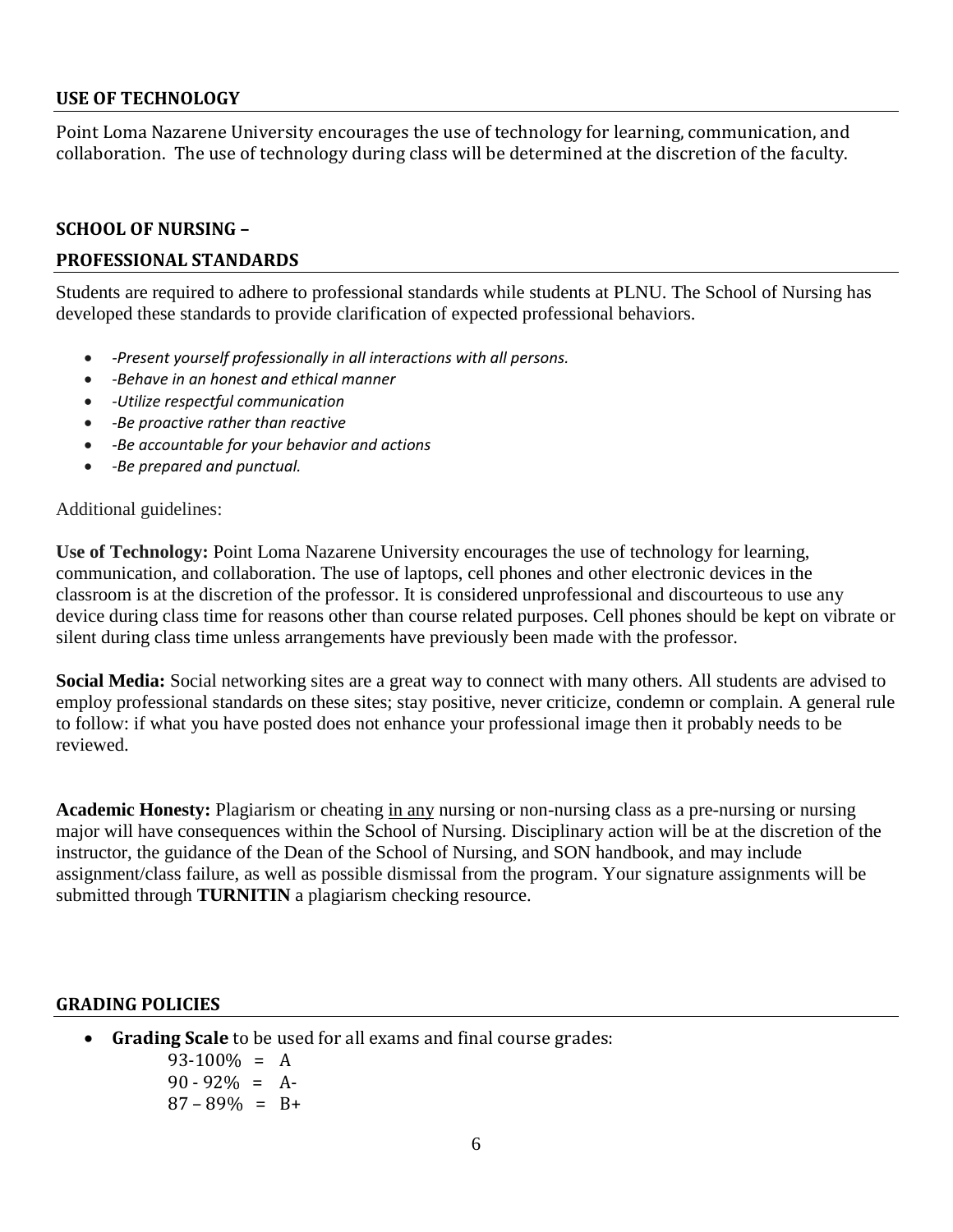## USE OF TECHNOLOGY

Point Loma Nazarene University encourages the use of technology for learning, communication, and collaboration. The use of technology during class will be determined at the discretion of the faculty.

## SCHOOL OF NURSING –

## PROFESSIONAL STANDARDS

Students are required to adhere to professional standards while students at PLNU. The School of Nursing has developed these standards to provide clarification of expected professional behaviors.

- *-Present yourself professionally in all interactions with all persons.*
- *-Behave in an honest and ethical manner*
- *-Utilize respectful communication*
- *-Be proactive rather than reactive*
- *-Be accountable for your behavior and actions*
- *-Be prepared and punctual.*

Additional guidelines:

**Use of Technology:** Point Loma Nazarene University encourages the use of technology for learning, communication, and collaboration. The use of laptops, cell phones and other electronic devices in the classroom is at the discretion of the professor. It is considered unprofessional and discourteous to use any device during class time for reasons other than course related purposes. Cell phones should be kept on vibrate or silent during class time unless arrangements have previously been made with the professor.

**Social Media:** Social networking sites are a great way to connect with many others. All students are advised to employ professional standards on these sites; stay positive, never criticize, condemn or complain. A general rule to follow: if what you have posted does not enhance your professional image then it probably needs to be reviewed.

**Academic Honesty:** Plagiarism or cheating <u>in any</u> nursing or non-nursing class as a pre-nursing or nursing major will have consequences within the School of Nursing. Disciplinary action will be at the discretion of the instructor, the guidance of the Dean of the School of Nursing, and SON handbook, and may include assignment/class failure, as well as possible dismissal from the program. Your signature assignments will be submitted through **TURNITIN** a plagiarism checking resource.

## GRADING POLICIES

- **Grading Scale** to be used for all exams and final course grades:
  - 93-100% = A
  - 90 - 92% = A-
  - 87 – 89% = B+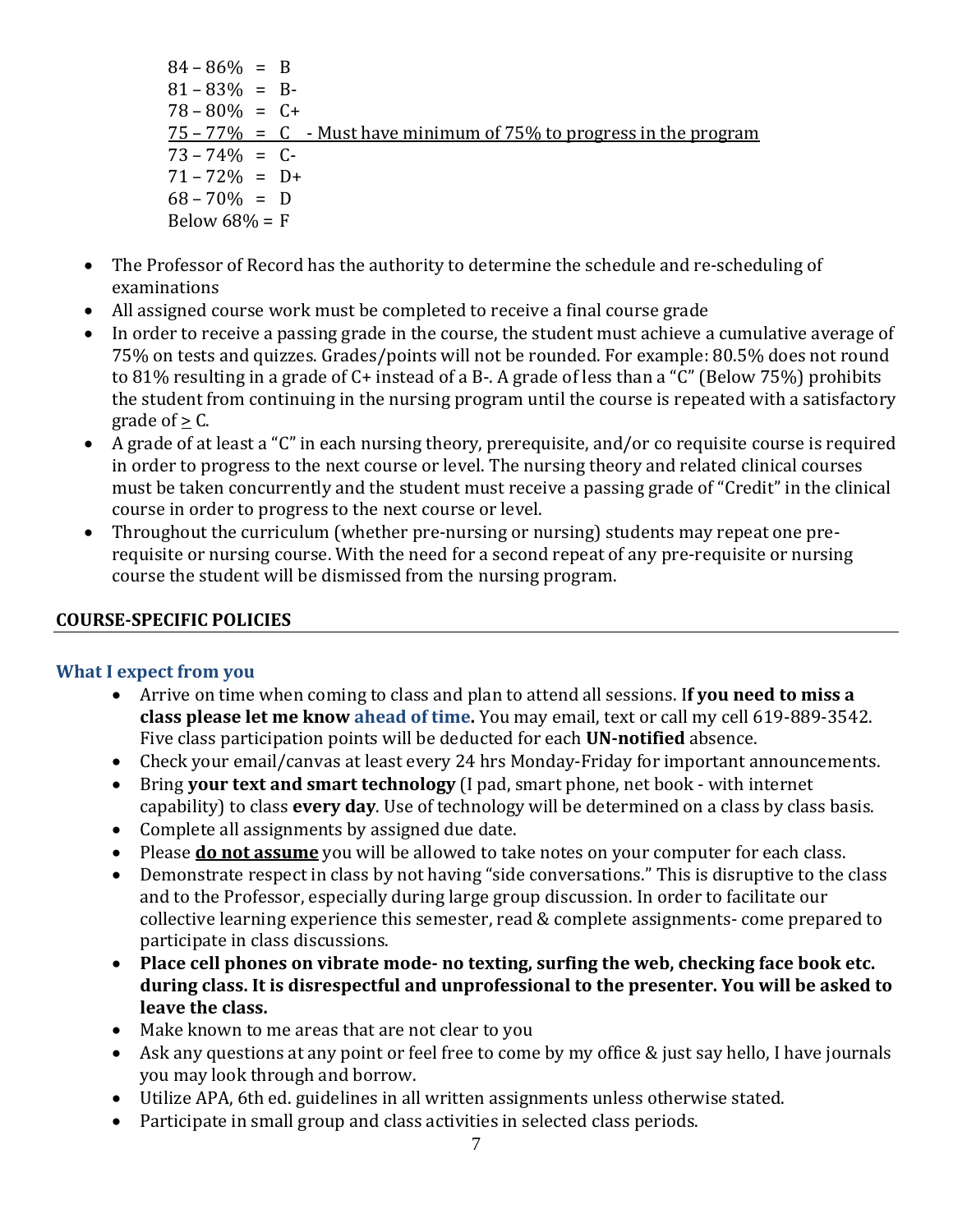84 – 86% = B
81 – 83% = B-
78 – 80% = C+
<u>75 – 77% = C - Must have minimum of 75% to progress in the program</u>
73 – 74% = C-
71 – 72% = D+
68 – 70% = D
Below 68% = F

- The Professor of Record has the authority to determine the schedule and re-scheduling of examinations
- All assigned course work must be completed to receive a final course grade
- In order to receive a passing grade in the course, the student must achieve a cumulative average of 75% on tests and quizzes. Grades/points will not be rounded. For example: 80.5% does not round to 81% resulting in a grade of C+ instead of a B-. A grade of less than a "C" (Below 75%) prohibits the student from continuing in the nursing program until the course is repeated with a satisfactory grade of ≥ C.
- A grade of at least a "C" in each nursing theory, prerequisite, and/or co requisite course is required in order to progress to the next course or level. The nursing theory and related clinical courses must be taken concurrently and the student must receive a passing grade of "Credit" in the clinical course in order to progress to the next course or level.
- Throughout the curriculum (whether pre-nursing or nursing) students may repeat one pre-requisite or nursing course. With the need for a second repeat of any pre-requisite or nursing course the student will be dismissed from the nursing program.

## COURSE-SPECIFIC POLICIES

### What I expect from you

- Arrive on time when coming to class and plan to attend all sessions. I**f you need to miss a class please let me know ahead of time.** You may email, text or call my cell 619-889-3542. Five class participation points will be deducted for each **UN-notified** absence.
- Check your email/canvas at least every 24 hrs Monday-Friday for important announcements.
- Bring **your text and smart technology** (I pad, smart phone, net book - with internet capability) to class **every day**. Use of technology will be determined on a class by class basis.
- Complete all assignments by assigned due date.
- Please <u>**do not assume**</u> you will be allowed to take notes on your computer for each class.
- Demonstrate respect in class by not having "side conversations." This is disruptive to the class and to the Professor, especially during large group discussion. In order to facilitate our collective learning experience this semester, read & complete assignments- come prepared to participate in class discussions.
- **Place cell phones on vibrate mode- no texting, surfing the web, checking face book etc. during class. It is disrespectful and unprofessional to the presenter. You will be asked to leave the class.**
- Make known to me areas that are not clear to you
- Ask any questions at any point or feel free to come by my office & just say hello, I have journals you may look through and borrow.
- Utilize APA, 6th ed. guidelines in all written assignments unless otherwise stated.
- Participate in small group and class activities in selected class periods.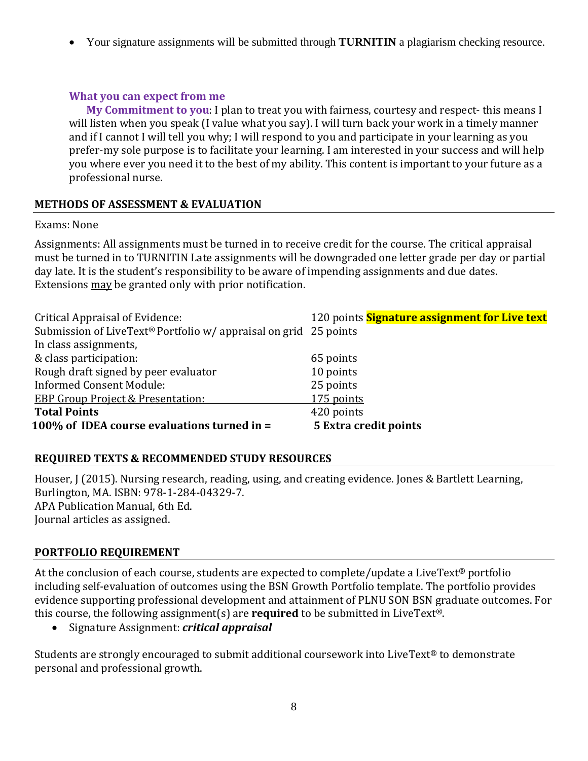- Your signature assignments will be submitted through **TURNITIN** a plagiarism checking resource.

**What you can expect from me**

**My Commitment to you**: I plan to treat you with fairness, courtesy and respect- this means I will listen when you speak (I value what you say). I will turn back your work in a timely manner and if I cannot I will tell you why; I will respond to you and participate in your learning as you prefer-my sole purpose is to facilitate your learning. I am interested in your success and will help you where ever you need it to the best of my ability. This content is important to your future as a professional nurse.

## METHODS OF ASSESSMENT & EVALUATION

Exams: None

Assignments: All assignments must be turned in to receive credit for the course. The critical appraisal must be turned in to TURNITIN Late assignments will be downgraded one letter grade per day or partial day late. It is the student's responsibility to be aware of impending assignments and due dates. Extensions may be granted only with prior notification.

| Assignment | Points |
|---|---|
| Critical Appraisal of Evidence: | 120 points **Signature assignment for Live text** |
| Submission of LiveText® Portfolio w/ appraisal on grid | 25 points |
| In class assignments, & class participation: | 65 points |
| Rough draft signed by peer evaluator | 10 points |
| Informed Consent Module: | 25 points |
| EBP Group Project & Presentation: | 175 points |
| **Total Points** | 420 points |
| **100% of IDEA course evaluations turned in =** | **5 Extra credit points** |

## REQUIRED TEXTS & RECOMMENDED STUDY RESOURCES

Houser, J (2015). Nursing research, reading, using, and creating evidence. Jones & Bartlett Learning, Burlington, MA. ISBN: 978-1-284-04329-7.
APA Publication Manual, 6th Ed.
Journal articles as assigned.

## PORTFOLIO REQUIREMENT

At the conclusion of each course, students are expected to complete/update a LiveText® portfolio including self-evaluation of outcomes using the BSN Growth Portfolio template. The portfolio provides evidence supporting professional development and attainment of PLNU SON BSN graduate outcomes. For this course, the following assignment(s) are **required** to be submitted in LiveText®.

- Signature Assignment: ***critical appraisal***

Students are strongly encouraged to submit additional coursework into LiveText® to demonstrate personal and professional growth.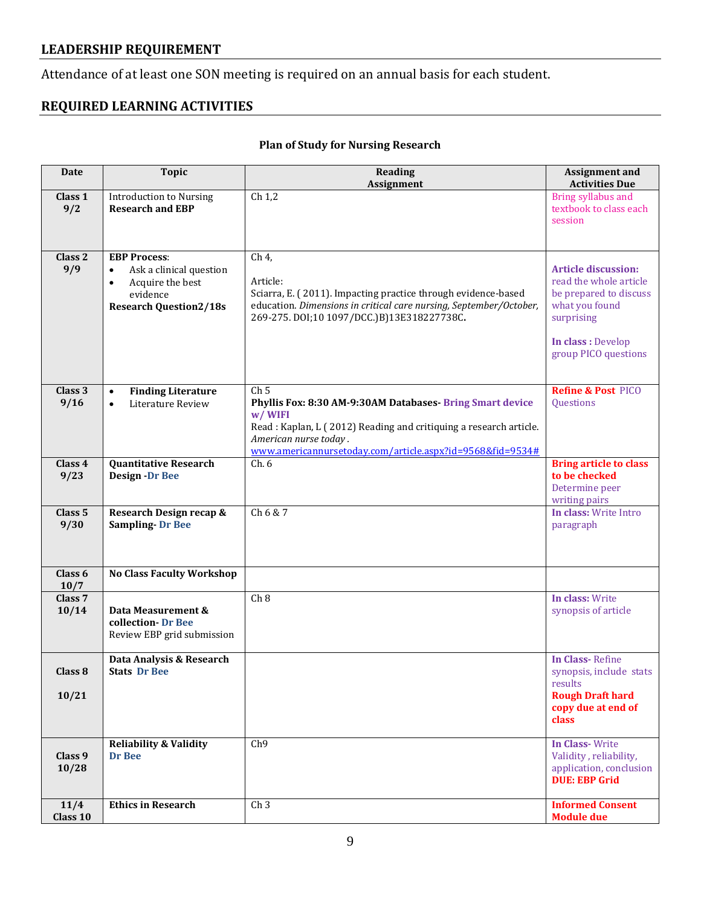## LEADERSHIP REQUIREMENT

Attendance of at least one SON meeting is required on an annual basis for each student.

## REQUIRED LEARNING ACTIVITIES

**Plan of Study for Nursing Research**

| Date | Topic | Reading Assignment | Assignment and Activities Due |
|---|---|---|---|
| **Class 1** **9/2** | Introduction to Nursing **Research and EBP** | Ch 1,2 | Bring syllabus and textbook to class each session |
| **Class 2** **9/9** | **EBP Process**: • Ask a clinical question • Acquire the best evidence **Research Question2/18s** | Ch 4, Article: Sciarra, E. ( 2011). Impacting practice through evidence-based education. *Dimensions in critical care nursing, September/October,* 269-275. DOI;10 1097/DCC.)B)13E318227738C**.** | **Article discussion:** read the whole article be prepared to discuss what you found surprising **In class :** Develop group PICO questions |
| **Class 3** **9/16** | • **Finding Literature** • Literature Review | Ch 5 **Phyllis Fox: 8:30 AM-9:30AM Databases- Bring Smart device w/ WIFI** Read : Kaplan, L ( 2012) Reading and critiquing a research article. *American nurse today .* www.americannursetoday.com/article.aspx?id=9568&fid=9534# | **Refine & Post** PICO Questions |
| **Class 4** **9/23** | **Quantitative Research Design -Dr Bee** | Ch. 6 | **Bring article to class to be checked** Determine peer writing pairs |
| **Class 5** **9/30** | **Research Design recap & Sampling- Dr Bee** | Ch 6 & 7 | **In class:** Write Intro paragraph |
| **Class 6** **10/7** | **No Class Faculty Workshop** | | |
| **Class 7** **10/14** | **Data Measurement & collection- Dr Bee** Review EBP grid submission | Ch 8 | **In class:** Write synopsis of article |
| **Class 8** **10/21** | **Data Analysis & Research Stats Dr Bee** | | **In Class-** Refine synopsis, include stats results **Rough Draft hard copy due at end of class** |
| **Class 9** **10/28** | **Reliability & Validity Dr Bee** | Ch9 | **In Class-** Write Validity , reliability, application, conclusion **DUE: EBP Grid** |
| **11/4** **Class 10** | **Ethics in Research** | Ch 3 | **Informed Consent Module due** |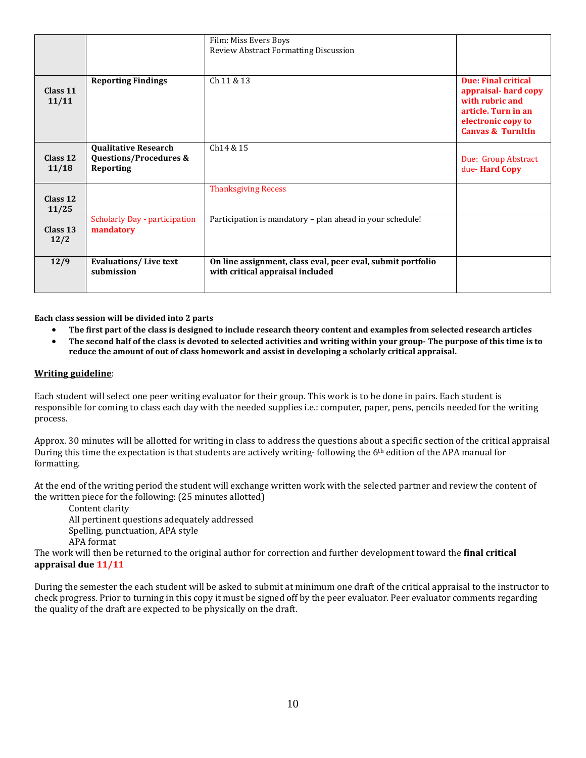| | | | |
|---|---|---|---|
| | | Film: Miss Evers Boys<br>Review Abstract Formatting Discussion | |
| **Class 11 11/11** | **Reporting Findings** | Ch 11 & 13 | **Due: Final critical appraisal- hard copy with rubric and article. Turn in an electronic copy to Canvas & TurnItIn** |
| **Class 12 11/18** | **Qualitative Research Questions/Procedures & Reporting** | Ch14 & 15 | Due: Group Abstract due- **Hard Copy** |
| **Class 12 11/25** | | Thanksgiving Recess | |
| **Class 13 12/2** | Scholarly Day - participation **mandatory** | Participation is mandatory – plan ahead in your schedule! | |
| **12/9** | **Evaluations/ Live text submission** | **On line assignment, class eval, peer eval, submit portfolio with critical appraisal included** | |

**Each class session will be divided into 2 parts**

- **The first part of the class is designed to include research theory content and examples from selected research articles**
- **The second half of the class is devoted to selected activities and writing within your group- The purpose of this time is to reduce the amount of out of class homework and assist in developing a scholarly critical appraisal.**

**<u>Writing guideline</u>**:

Each student will select one peer writing evaluator for their group. This work is to be done in pairs. Each student is responsible for coming to class each day with the needed supplies i.e.: computer, paper, pens, pencils needed for the writing process.

Approx. 30 minutes will be allotted for writing in class to address the questions about a specific section of the critical appraisal During this time the expectation is that students are actively writing- following the 6th edition of the APA manual for formatting.

At the end of the writing period the student will exchange written work with the selected partner and review the content of the written piece for the following: (25 minutes allotted)

Content clarity
All pertinent questions adequately addressed
Spelling, punctuation, APA style
APA format

The work will then be returned to the original author for correction and further development toward the **final critical appraisal due 11/11**

During the semester the each student will be asked to submit at minimum one draft of the critical appraisal to the instructor to check progress. Prior to turning in this copy it must be signed off by the peer evaluator. Peer evaluator comments regarding the quality of the draft are expected to be physically on the draft.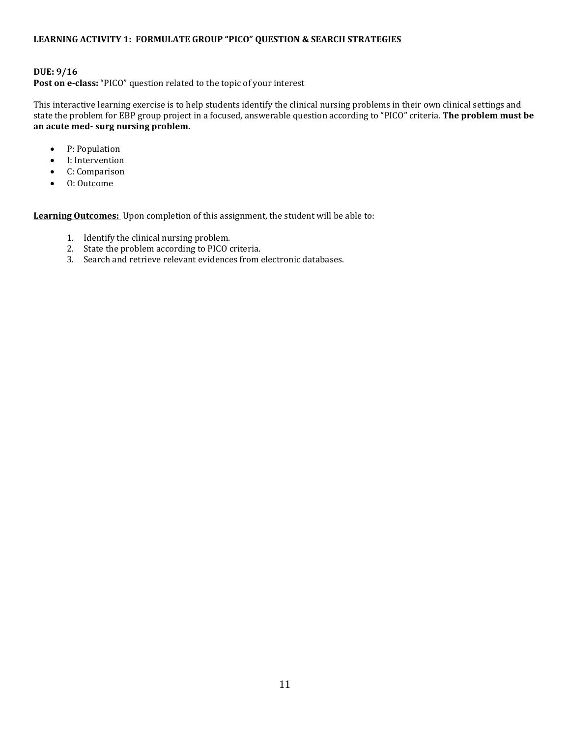## LEARNING ACTIVITY 1: FORMULATE GROUP "PICO" QUESTION & SEARCH STRATEGIES

**DUE: 9/16**
**Post on e-class:** "PICO" question related to the topic of your interest

This interactive learning exercise is to help students identify the clinical nursing problems in their own clinical settings and state the problem for EBP group project in a focused, answerable question according to "PICO" criteria. **The problem must be an acute med- surg nursing problem.**

- P: Population
- I: Intervention
- C: Comparison
- O: Outcome

**Learning Outcomes:** Upon completion of this assignment, the student will be able to:

1. Identify the clinical nursing problem.
2. State the problem according to PICO criteria.
3. Search and retrieve relevant evidences from electronic databases.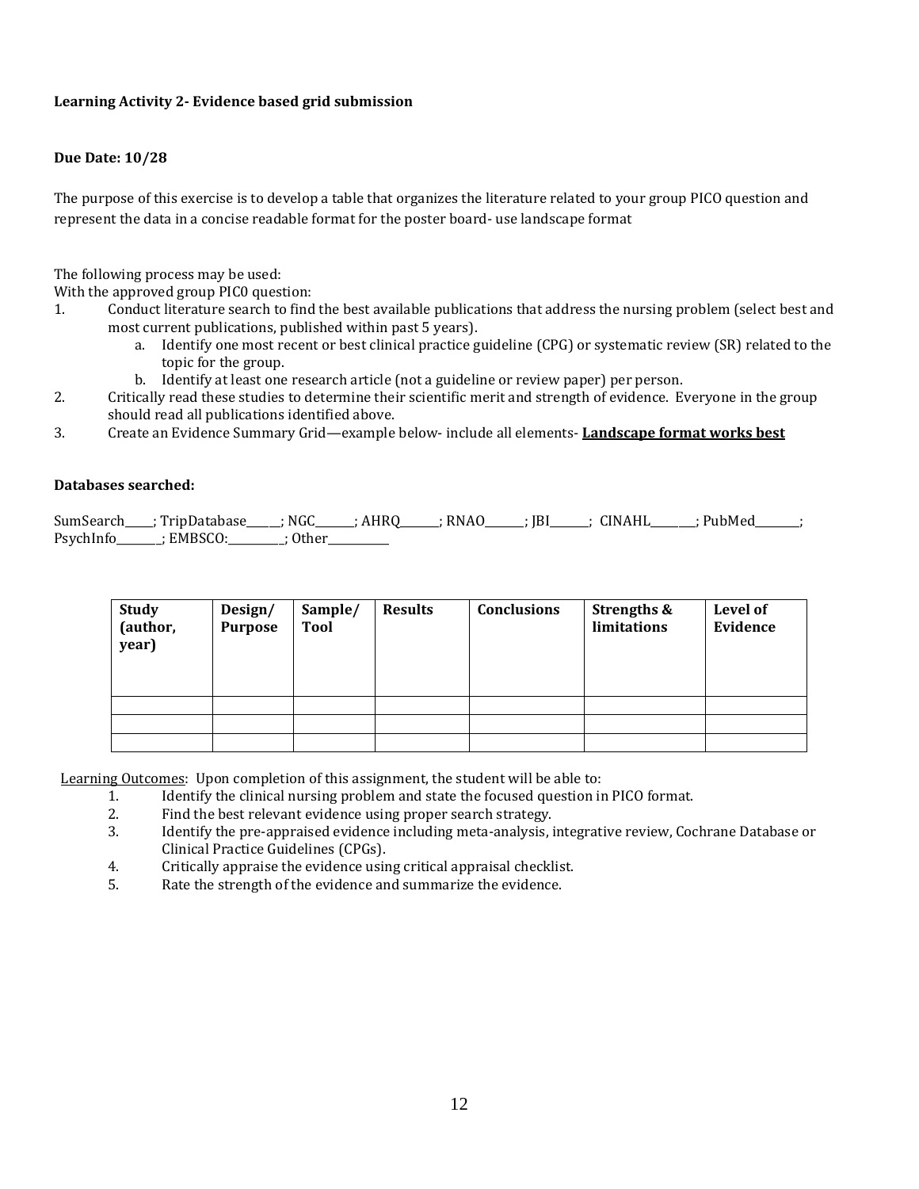**Learning Activity 2- Evidence based grid submission**

**Due Date: 10/28**

The purpose of this exercise is to develop a table that organizes the literature related to your group PICO question and represent the data in a concise readable format for the poster board- use landscape format

The following process may be used:
With the approved group PIC0 question:

1. Conduct literature search to find the best available publications that address the nursing problem (select best and most current publications, published within past 5 years).
   a. Identify one most recent or best clinical practice guideline (CPG) or systematic review (SR) related to the topic for the group.
   b. Identify at least one research article (not a guideline or review paper) per person.
2. Critically read these studies to determine their scientific merit and strength of evidence. Everyone in the group should read all publications identified above.
3. Create an Evidence Summary Grid—example below- include all elements- **<u>Landscape format works best</u>**

**Databases searched:**

SumSearch____; TripDatabase______; NGC_______; AHRQ_______; RNAO_______; JBI_______; CINAHL________; PubMed________; PsychInfo________; EMBSCO:__________; Other___________

| **Study (author, year)** | **Design/ Purpose** | **Sample/ Tool** | **Results** | **Conclusions** | **Strengths & limitations** | **Level of Evidence** |
|---|---|---|---|---|---|---|
| | | | | | | |
| | | | | | | |
| | | | | | | |

<u>Learning Outcomes</u>: Upon completion of this assignment, the student will be able to:

1. Identify the clinical nursing problem and state the focused question in PICO format.
2. Find the best relevant evidence using proper search strategy.
3. Identify the pre-appraised evidence including meta-analysis, integrative review, Cochrane Database or Clinical Practice Guidelines (CPGs).
4. Critically appraise the evidence using critical appraisal checklist.
5. Rate the strength of the evidence and summarize the evidence.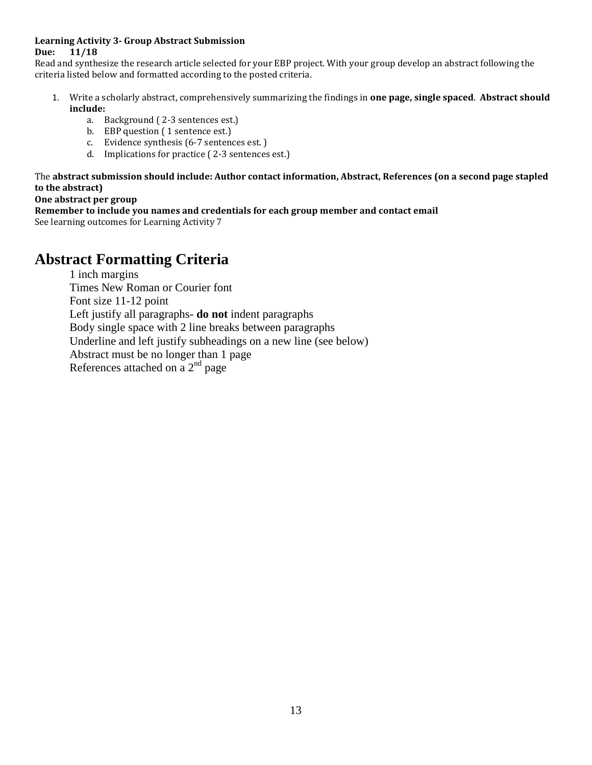**Learning Activity 3- Group Abstract Submission**

**Due: 11/18**

Read and synthesize the research article selected for your EBP project. With your group develop an abstract following the criteria listed below and formatted according to the posted criteria.

1. Write a scholarly abstract, comprehensively summarizing the findings in **one page, single spaced**. **Abstract should include:**
    a. Background ( 2-3 sentences est.)
    b. EBP question ( 1 sentence est.)
    c. Evidence synthesis (6-7 sentences est. )
    d. Implications for practice ( 2-3 sentences est.)

The **abstract submission should include: Author contact information, Abstract, References (on a second page stapled to the abstract)**

**One abstract per group**

**Remember to include you names and credentials for each group member and contact email**

See learning outcomes for Learning Activity 7

# Abstract Formatting Criteria

1 inch margins
Times New Roman or Courier font
Font size 11-12 point
Left justify all paragraphs- **do not** indent paragraphs
Body single space with 2 line breaks between paragraphs
Underline and left justify subheadings on a new line (see below)
Abstract must be no longer than 1 page
References attached on a 2nd page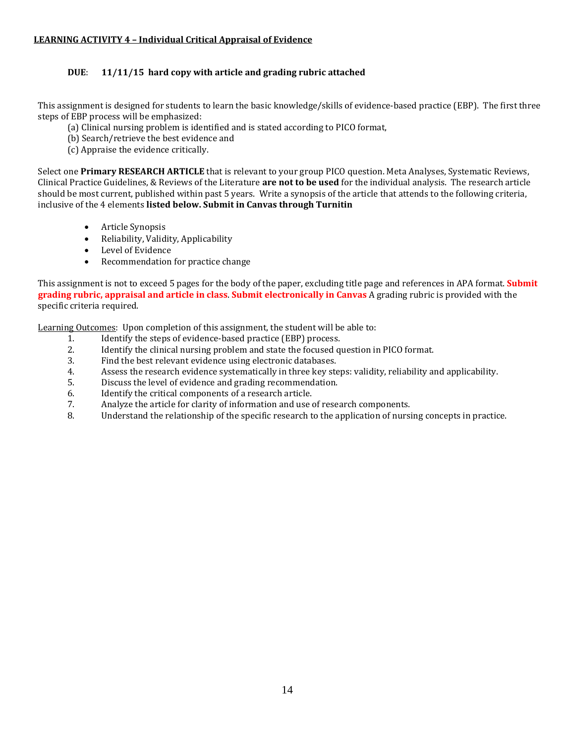**LEARNING ACTIVITY 4 – Individual Critical Appraisal of Evidence**

**DUE**: **11/11/15 hard copy with article and grading rubric attached**

This assignment is designed for students to learn the basic knowledge/skills of evidence-based practice (EBP). The first three steps of EBP process will be emphasized:

(a) Clinical nursing problem is identified and is stated according to PICO format,
(b) Search/retrieve the best evidence and
(c) Appraise the evidence critically.

Select one **Primary RESEARCH ARTICLE** that is relevant to your group PICO question. Meta Analyses, Systematic Reviews, Clinical Practice Guidelines, & Reviews of the Literature **are not to be used** for the individual analysis. The research article should be most current, published within past 5 years. Write a synopsis of the article that attends to the following criteria, inclusive of the 4 elements **listed below. Submit in Canvas through Turnitin**

- Article Synopsis
- Reliability, Validity, Applicability
- Level of Evidence
- Recommendation for practice change

This assignment is not to exceed 5 pages for the body of the paper, excluding title page and references in APA format. **Submit grading rubric, appraisal and article in class**. **Submit electronically in Canvas** A grading rubric is provided with the specific criteria required.

Learning Outcomes: Upon completion of this assignment, the student will be able to:

1. Identify the steps of evidence-based practice (EBP) process.
2. Identify the clinical nursing problem and state the focused question in PICO format.
3. Find the best relevant evidence using electronic databases.
4. Assess the research evidence systematically in three key steps: validity, reliability and applicability.
5. Discuss the level of evidence and grading recommendation.
6. Identify the critical components of a research article.
7. Analyze the article for clarity of information and use of research components.
8. Understand the relationship of the specific research to the application of nursing concepts in practice.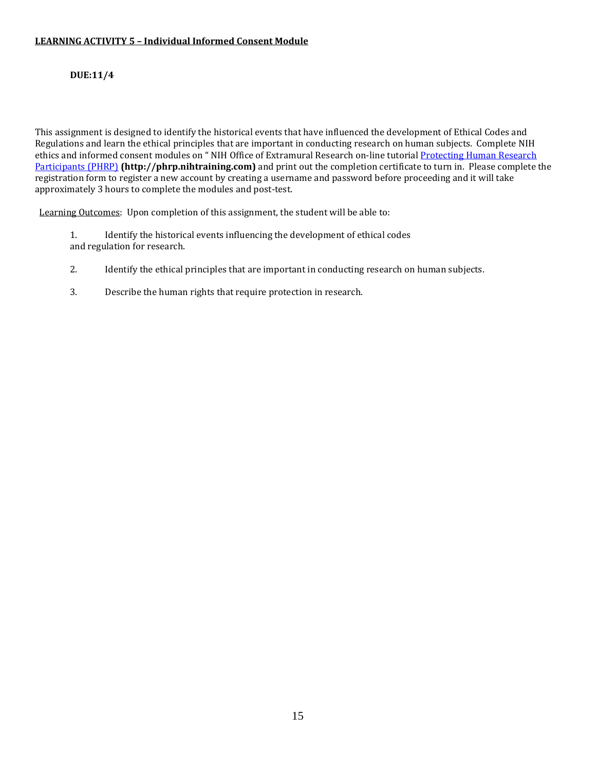**<u>LEARNING ACTIVITY 5 – Individual Informed Consent Module</u>**

**DUE:11/4**

This assignment is designed to identify the historical events that have influenced the development of Ethical Codes and Regulations and learn the ethical principles that are important in conducting research on human subjects. Complete NIH ethics and informed consent modules on " NIH Office of Extramural Research on-line tutorial [Protecting Human Research Participants (PHRP)](http://phrp.nihtraining.com) **(http://phrp.nihtraining.com)** and print out the completion certificate to turn in. Please complete the registration form to register a new account by creating a username and password before proceeding and it will take approximately 3 hours to complete the modules and post-test.

<u>Learning Outcomes</u>: Upon completion of this assignment, the student will be able to:

1. Identify the historical events influencing the development of ethical codes and regulation for research.

2. Identify the ethical principles that are important in conducting research on human subjects.

3. Describe the human rights that require protection in research.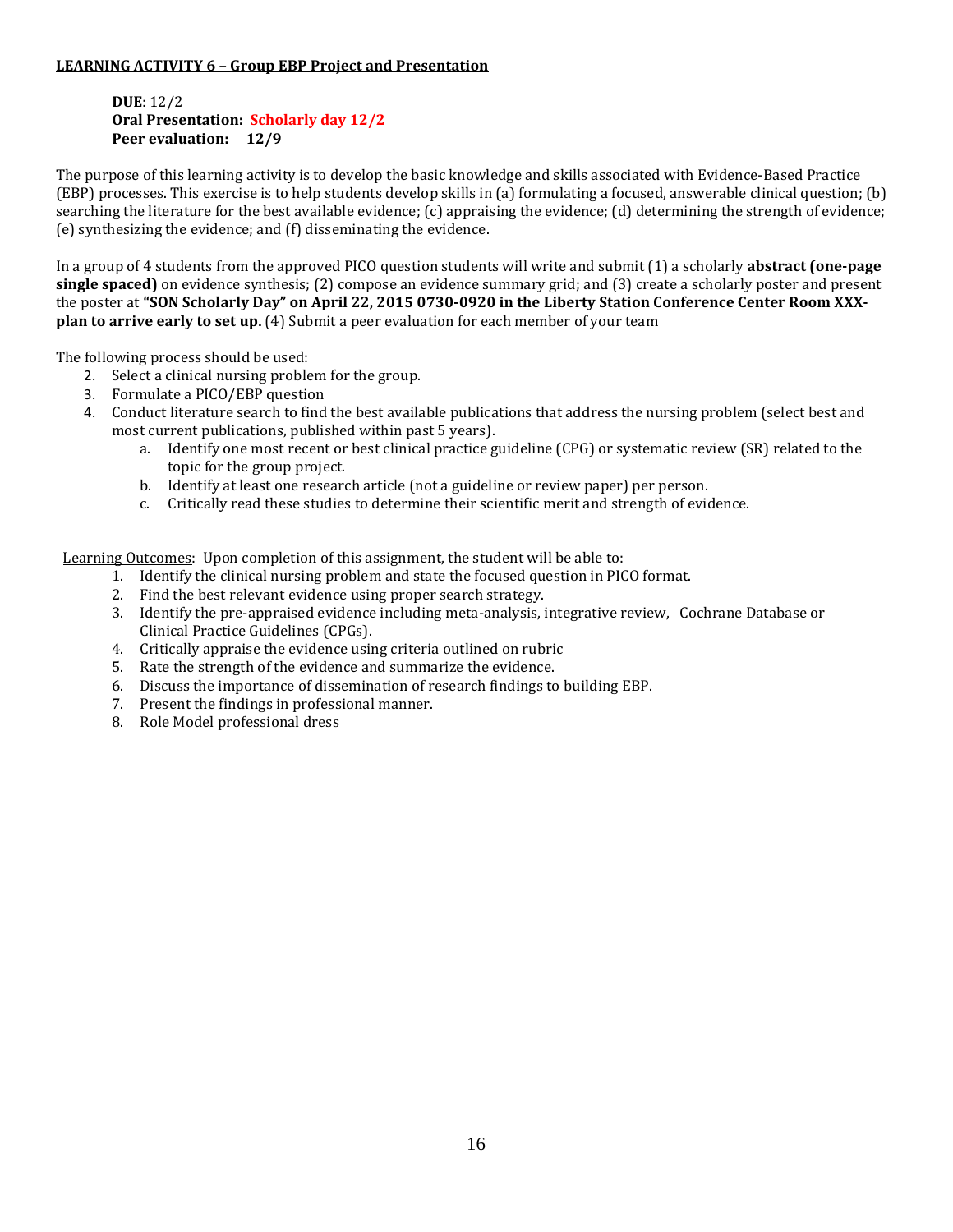**LEARNING ACTIVITY 6 – Group EBP Project and Presentation**

**DUE**: 12/2
**Oral Presentation: Scholarly day 12/2**
**Peer evaluation: 12/9**

The purpose of this learning activity is to develop the basic knowledge and skills associated with Evidence-Based Practice (EBP) processes. This exercise is to help students develop skills in (a) formulating a focused, answerable clinical question; (b) searching the literature for the best available evidence; (c) appraising the evidence; (d) determining the strength of evidence; (e) synthesizing the evidence; and (f) disseminating the evidence.

In a group of 4 students from the approved PICO question students will write and submit (1) a scholarly **abstract (one-page single spaced)** on evidence synthesis; (2) compose an evidence summary grid; and (3) create a scholarly poster and present the poster at **"SON Scholarly Day" on April 22, 2015 0730-0920 in the Liberty Station Conference Center Room XXX- plan to arrive early to set up.** (4) Submit a peer evaluation for each member of your team

The following process should be used:

2. Select a clinical nursing problem for the group.
3. Formulate a PICO/EBP question
4. Conduct literature search to find the best available publications that address the nursing problem (select best and most current publications, published within past 5 years).
   a. Identify one most recent or best clinical practice guideline (CPG) or systematic review (SR) related to the topic for the group project.
   b. Identify at least one research article (not a guideline or review paper) per person.
   c. Critically read these studies to determine their scientific merit and strength of evidence.

Learning Outcomes: Upon completion of this assignment, the student will be able to:

1. Identify the clinical nursing problem and state the focused question in PICO format.
2. Find the best relevant evidence using proper search strategy.
3. Identify the pre-appraised evidence including meta-analysis, integrative review, Cochrane Database or Clinical Practice Guidelines (CPGs).
4. Critically appraise the evidence using criteria outlined on rubric
5. Rate the strength of the evidence and summarize the evidence.
6. Discuss the importance of dissemination of research findings to building EBP.
7. Present the findings in professional manner.
8. Role Model professional dress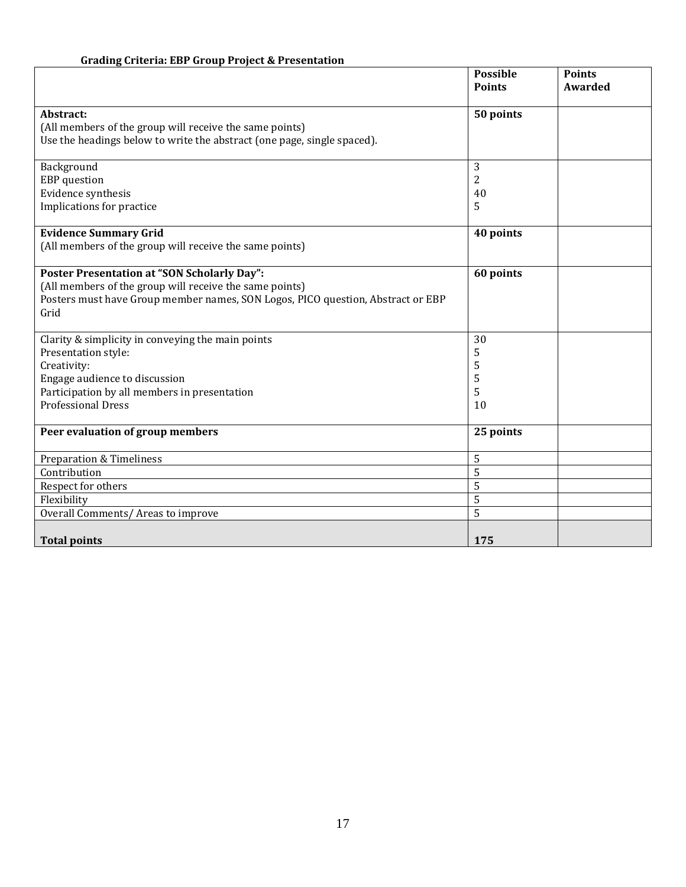**Grading Criteria: EBP Group Project & Presentation**

| | Possible Points | Points Awarded |
|---|---|---|
| **Abstract:**<br>(All members of the group will receive the same points)<br>Use the headings below to write the abstract (one page, single spaced). | **50 points** | |
| Background<br>EBP question<br>Evidence synthesis<br>Implications for practice | 3<br>2<br>40<br>5 | |
| **Evidence Summary Grid**<br>(All members of the group will receive the same points) | **40 points** | |
| **Poster Presentation at "SON Scholarly Day":**<br>(All members of the group will receive the same points)<br>Posters must have Group member names, SON Logos, PICO question, Abstract or EBP Grid | **60 points** | |
| Clarity & simplicity in conveying the main points<br>Presentation style:<br>Creativity:<br>Engage audience to discussion<br>Participation by all members in presentation<br>Professional Dress | 30<br>5<br>5<br>5<br>5<br>10 | |
| **Peer evaluation of group members** | **25 points** | |
| Preparation & Timeliness | 5 | |
| Contribution | 5 | |
| Respect for others | 5 | |
| Flexibility | 5 | |
| Overall Comments/ Areas to improve | 5 | |
| **Total points** | **175** | |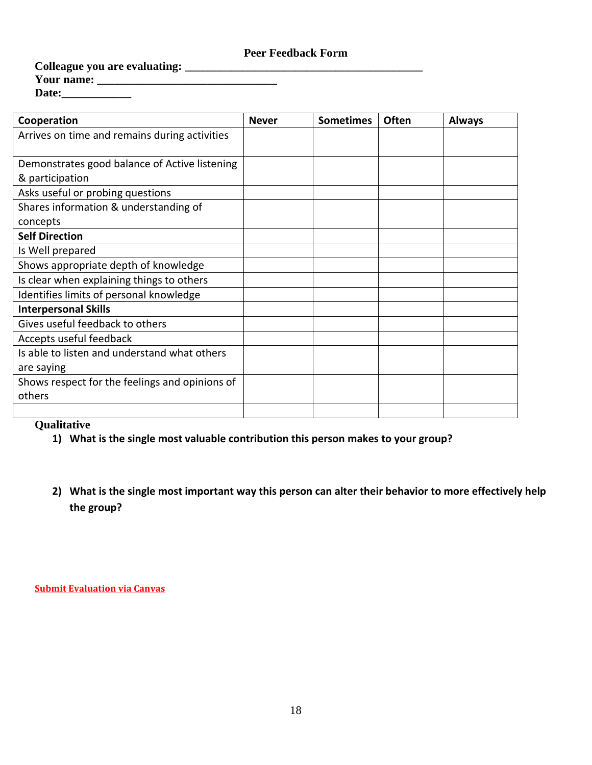# Peer Feedback Form

**Colleague you are evaluating: ________________________________________**
**Your name: ______________________________**
**Date:____________**

| **Cooperation** | **Never** | **Sometimes** | **Often** | **Always** |
|---|---|---|---|---|
| Arrives on time and remains during activities | | | | |
| Demonstrates good balance of Active listening & participation | | | | |
| Asks useful or probing questions | | | | |
| Shares information & understanding of concepts | | | | |
| **Self Direction** | | | | |
| Is Well prepared | | | | |
| Shows appropriate depth of knowledge | | | | |
| Is clear when explaining things to others | | | | |
| Identifies limits of personal knowledge | | | | |
| **Interpersonal Skills** | | | | |
| Gives useful feedback to others | | | | |
| Accepts useful feedback | | | | |
| Is able to listen and understand what others are saying | | | | |
| Shows respect for the feelings and opinions of others | | | | |
| | | | | |

**Qualitative**

1) **What is the single most valuable contribution this person makes to your group?**

2) **What is the single most important way this person can alter their behavior to more effectively help the group?**

**Submit Evaluation via Canvas**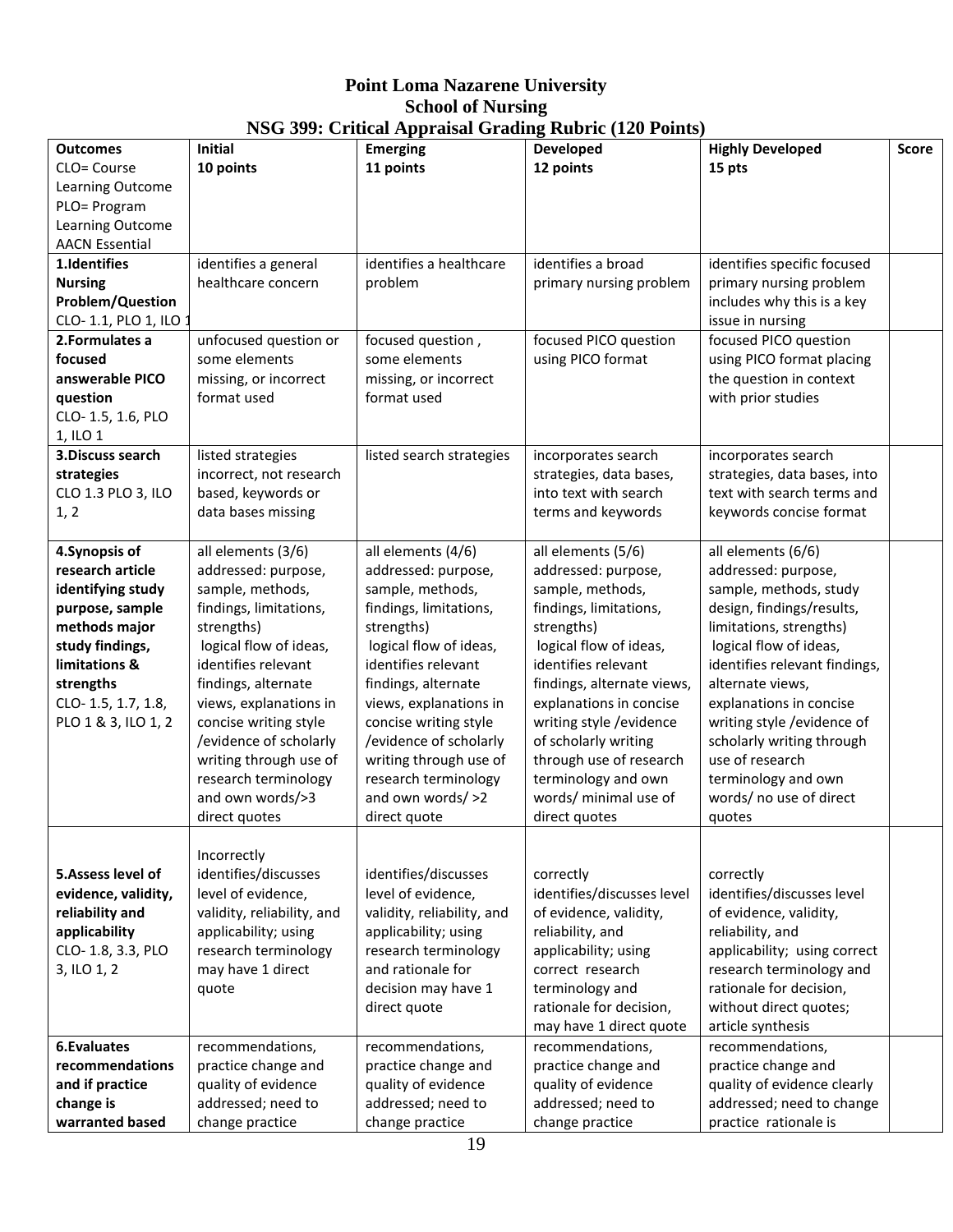# Point Loma Nazarene University
## School of Nursing
### NSG 399: Critical Appraisal Grading Rubric (120 Points)

| Outcomes CLO= Course Learning Outcome PLO= Program Learning Outcome AACN Essential | Initial 10 points | Emerging 11 points | Developed 12 points | Highly Developed 15 pts | Score |
|---|---|---|---|---|---|
| **1.Identifies Nursing Problem/Question** CLO- 1.1, PLO 1, ILO 1 | identifies a general healthcare concern | identifies a healthcare problem | identifies a broad primary nursing problem | identifies specific focused primary nursing problem includes why this is a key issue in nursing | |
| **2.Formulates a focused answerable PICO question** CLO- 1.5, 1.6, PLO 1, ILO 1 | unfocused question or some elements missing, or incorrect format used | focused question , some elements missing, or incorrect format used | focused PICO question using PICO format | focused PICO question using PICO format placing the question in context with prior studies | |
| **3.Discuss search strategies** CLO 1.3 PLO 3, ILO 1, 2 | listed strategies incorrect, not research based, keywords or data bases missing | listed search strategies | incorporates search strategies, data bases, into text with search terms and keywords | incorporates search strategies, data bases, into text with search terms and keywords concise format | |
| **4.Synopsis of research article identifying study purpose, sample methods major study findings, limitations & strengths** CLO- 1.5, 1.7, 1.8, PLO 1 & 3, ILO 1, 2 | all elements (3/6) addressed: purpose, sample, methods, findings, limitations, strengths) logical flow of ideas, identifies relevant findings, alternate views, explanations in concise writing style /evidence of scholarly writing through use of research terminology and own words/>3 direct quotes | all elements (4/6) addressed: purpose, sample, methods, findings, limitations, strengths) logical flow of ideas, identifies relevant findings, alternate views, explanations in concise writing style /evidence of scholarly writing through use of research terminology and own words/ >2 direct quote | all elements (5/6) addressed: purpose, sample, methods, findings, limitations, strengths) logical flow of ideas, identifies relevant findings, alternate views, explanations in concise writing style /evidence of scholarly writing through use of research terminology and own words/ minimal use of direct quotes | all elements (6/6) addressed: purpose, sample, methods, study design, findings/results, limitations, strengths) logical flow of ideas, identifies relevant findings, alternate views, explanations in concise writing style /evidence of scholarly writing through use of research terminology and own words/ no use of direct quotes | |
| **5.Assess level of evidence, validity, reliability and applicability** CLO- 1.8, 3.3, PLO 3, ILO 1, 2 | Incorrectly identifies/discusses level of evidence, validity, reliability, and applicability; using research terminology may have 1 direct quote | identifies/discusses level of evidence, validity, reliability, and applicability; using research terminology and rationale for decision may have 1 direct quote | correctly identifies/discusses level of evidence, validity, reliability, and applicability; using correct research terminology and rationale for decision, may have 1 direct quote | correctly identifies/discusses level of evidence, validity, reliability, and applicability; using correct research terminology and rationale for decision, without direct quotes; article synthesis | |
| **6.Evaluates recommendations and if practice change is warranted based** | recommendations, practice change and quality of evidence addressed; need to change practice | recommendations, practice change and quality of evidence addressed; need to change practice | recommendations, practice change and quality of evidence addressed; need to change practice | recommendations, practice change and quality of evidence clearly addressed; need to change practice rationale is | |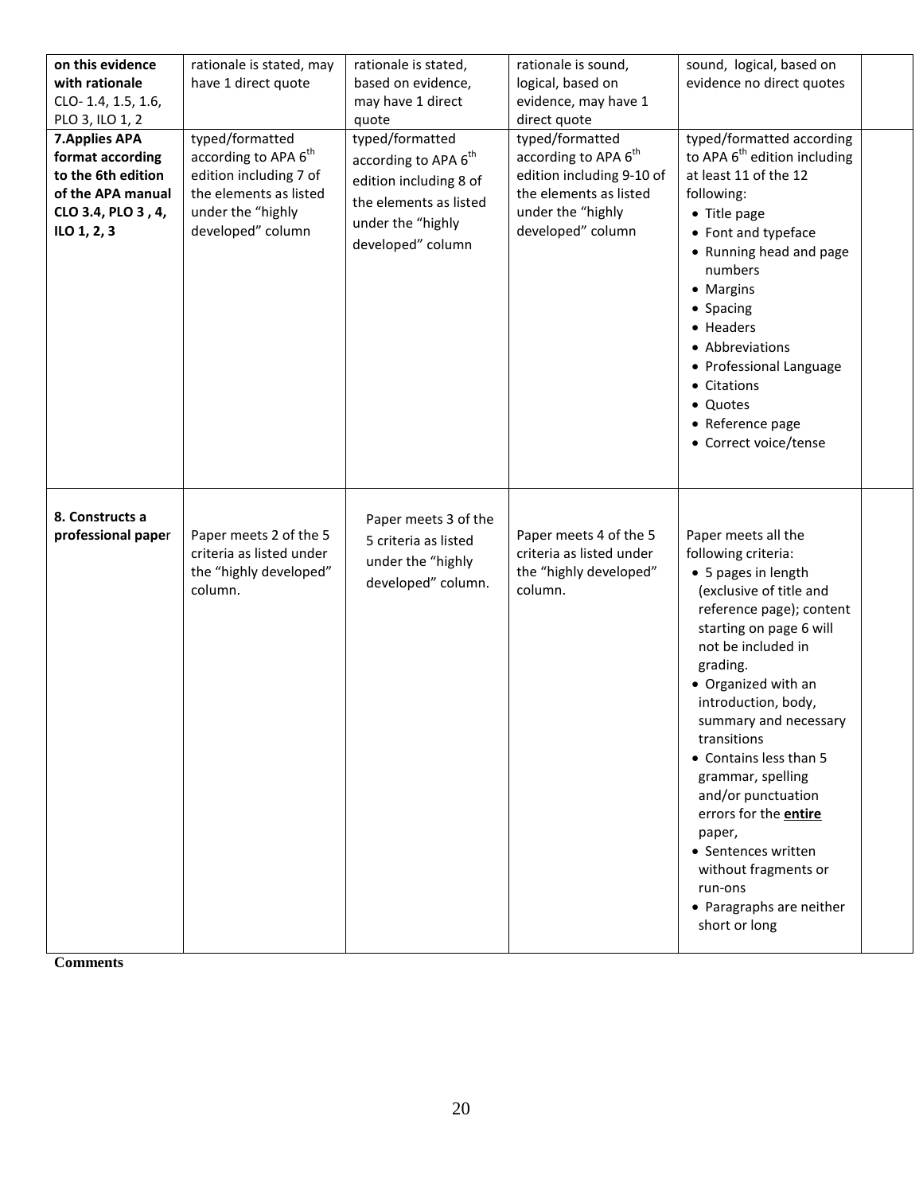| on this evidence with rationale CLO- 1.4, 1.5, 1.6, PLO 3, ILO 1, 2 | rationale is stated, may have 1 direct quote | rationale is stated, based on evidence, may have 1 direct quote | rationale is sound, logical, based on evidence, may have 1 direct quote | sound, logical, based on evidence no direct quotes | |
|---|---|---|---|---|---|
| **7.Applies APA format according to the 6th edition of the APA manual CLO 3.4, PLO 3 , 4, ILO 1, 2, 3** | typed/formatted according to APA 6th edition including 7 of the elements as listed under the "highly developed" column | typed/formatted according to APA 6th edition including 8 of the elements as listed under the "highly developed" column | typed/formatted according to APA 6th edition including 9-10 of the elements as listed under the "highly developed" column | typed/formatted according to APA 6th edition including at least 11 of the 12 following: <br>• Title page <br>• Font and typeface <br>• Running head and page numbers <br>• Margins <br>• Spacing <br>• Headers <br>• Abbreviations <br>• Professional Language <br>• Citations <br>• Quotes <br>• Reference page <br>• Correct voice/tense | |
| **8. Constructs a professional paper** | Paper meets 2 of the 5 criteria as listed under the "highly developed" column. | Paper meets 3 of the 5 criteria as listed under the "highly developed" column. | Paper meets 4 of the 5 criteria as listed under the "highly developed" column. | Paper meets all the following criteria: <br>• 5 pages in length (exclusive of title and reference page); content starting on page 6 will not be included in grading. <br>• Organized with an introduction, body, summary and necessary transitions <br>• Contains less than 5 grammar, spelling and/or punctuation errors for the **entire** paper, <br>• Sentences written without fragments or run-ons <br>• Paragraphs are neither short or long | |

**Comments**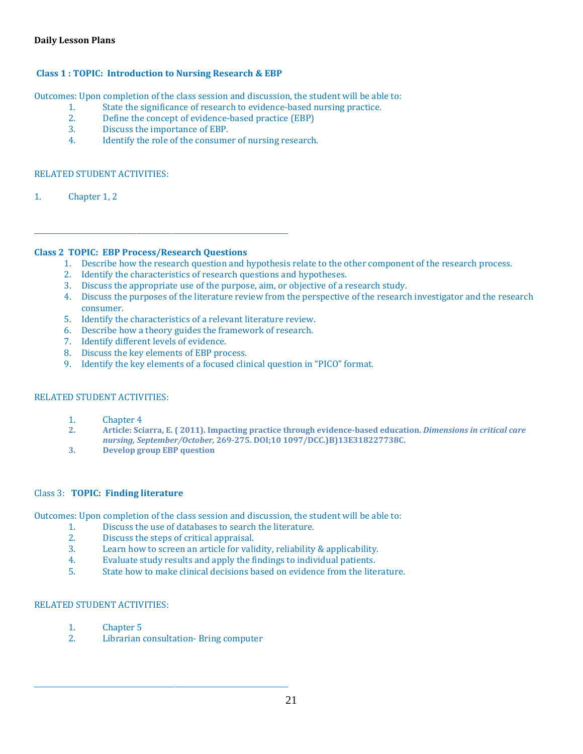**Daily Lesson Plans**

### Class 1 : TOPIC: Introduction to Nursing Research & EBP

Outcomes: Upon completion of the class session and discussion, the student will be able to:

1. State the significance of research to evidence-based nursing practice.
2. Define the concept of evidence-based practice (EBP)
3. Discuss the importance of EBP.
4. Identify the role of the consumer of nursing research.

RELATED STUDENT ACTIVITIES:

1. Chapter 1, 2

---

### Class 2 TOPIC: EBP Process/Research Questions

1. Describe how the research question and hypothesis relate to the other component of the research process.
2. Identify the characteristics of research questions and hypotheses.
3. Discuss the appropriate use of the purpose, aim, or objective of a research study.
4. Discuss the purposes of the literature review from the perspective of the research investigator and the research consumer.
5. Identify the characteristics of a relevant literature review.
6. Describe how a theory guides the framework of research.
7. Identify different levels of evidence.
8. Discuss the key elements of EBP process.
9. Identify the key elements of a focused clinical question in "PICO" format.

RELATED STUDENT ACTIVITIES:

1. Chapter 4
2. **Article: Sciarra, E. ( 2011). Impacting practice through evidence-based education. *Dimensions in critical care nursing, September/October,* 269-275. DOI;10 1097/DCC.)B)13E318227738C.**
3. **Develop group EBP question**

### Class 3: **TOPIC: Finding literature**

Outcomes: Upon completion of the class session and discussion, the student will be able to:

1. Discuss the use of databases to search the literature.
2. Discuss the steps of critical appraisal.
3. Learn how to screen an article for validity, reliability & applicability.
4. Evaluate study results and apply the findings to individual patients.
5. State how to make clinical decisions based on evidence from the literature.

RELATED STUDENT ACTIVITIES:

1. Chapter 5
2. Librarian consultation- Bring computer

---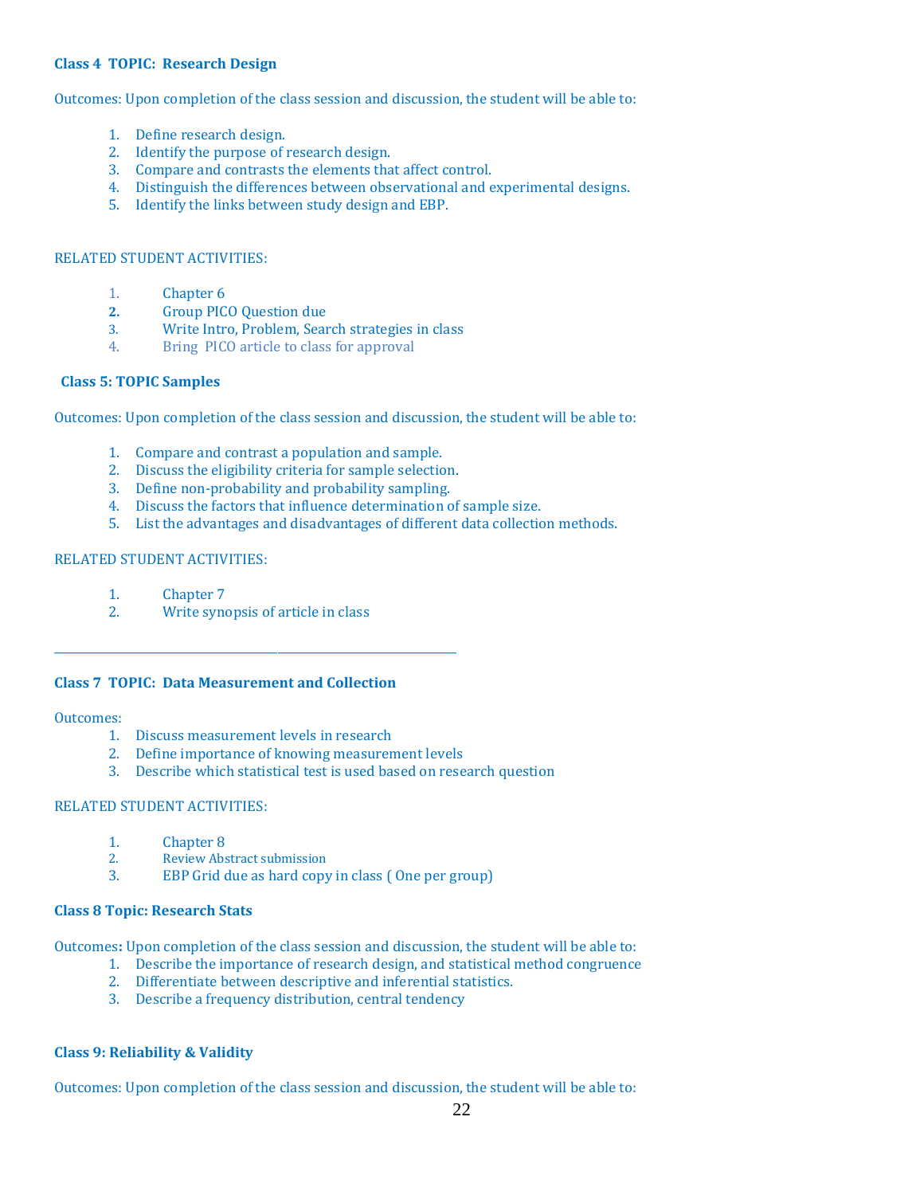**Class 4 TOPIC: Research Design**

Outcomes: Upon completion of the class session and discussion, the student will be able to:

1. Define research design.
2. Identify the purpose of research design.
3. Compare and contrasts the elements that affect control.
4. Distinguish the differences between observational and experimental designs.
5. Identify the links between study design and EBP.

RELATED STUDENT ACTIVITIES:

1. Chapter 6
2. Group PICO Question due
3. Write Intro, Problem, Search strategies in class
4. Bring PICO article to class for approval

**Class 5: TOPIC Samples**

Outcomes: Upon completion of the class session and discussion, the student will be able to:

1. Compare and contrast a population and sample.
2. Discuss the eligibility criteria for sample selection.
3. Define non-probability and probability sampling.
4. Discuss the factors that influence determination of sample size.
5. List the advantages and disadvantages of different data collection methods.

RELATED STUDENT ACTIVITIES:

1. Chapter 7
2. Write synopsis of article in class

---

**Class 7 TOPIC: Data Measurement and Collection**

Outcomes:

1. Discuss measurement levels in research
2. Define importance of knowing measurement levels
3. Describe which statistical test is used based on research question

RELATED STUDENT ACTIVITIES:

1. Chapter 8
2. Review Abstract submission
3. EBP Grid due as hard copy in class ( One per group)

**Class 8 Topic: Research Stats**

Outcomes**:** Upon completion of the class session and discussion, the student will be able to:

1. Describe the importance of research design, and statistical method congruence
2. Differentiate between descriptive and inferential statistics.
3. Describe a frequency distribution, central tendency

**Class 9: Reliability & Validity**

Outcomes: Upon completion of the class session and discussion, the student will be able to: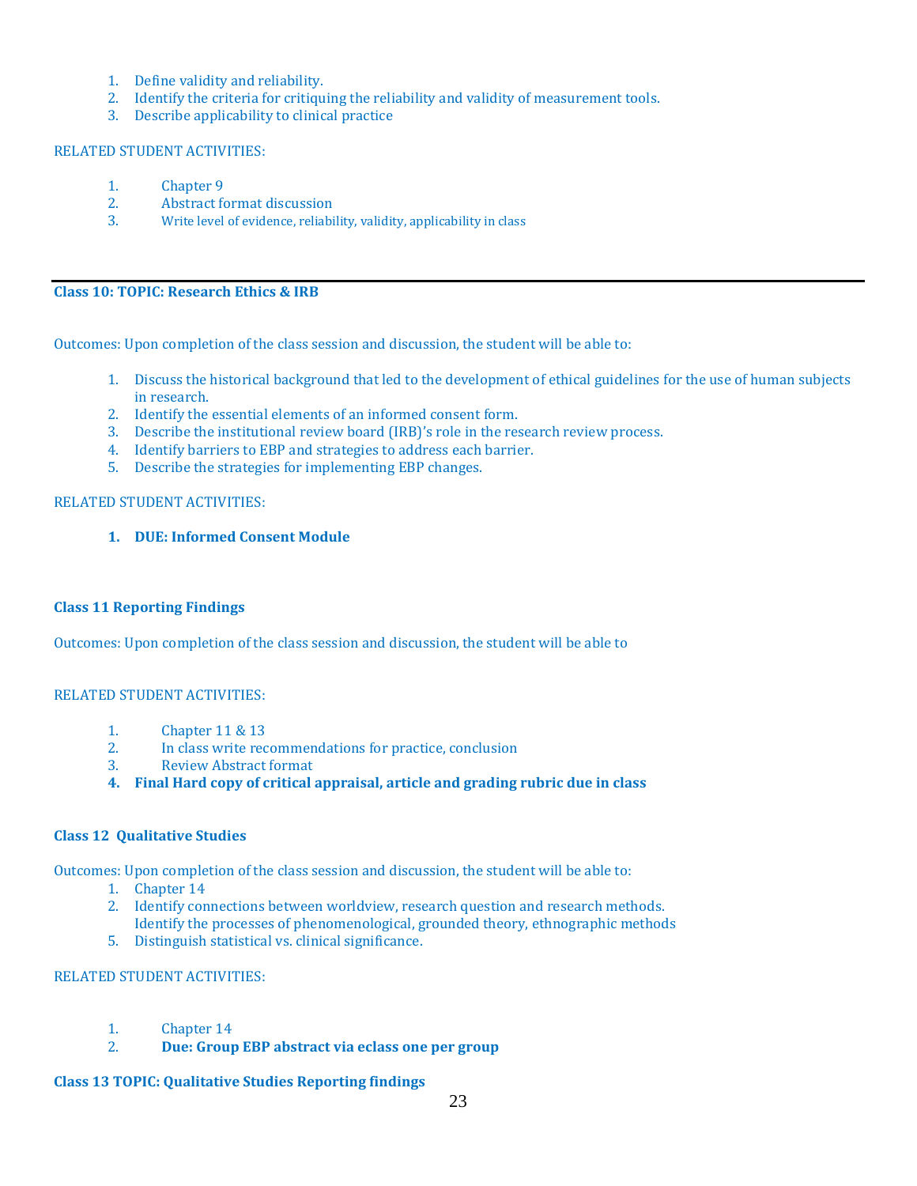1. Define validity and reliability.
2. Identify the criteria for critiquing the reliability and validity of measurement tools.
3. Describe applicability to clinical practice

RELATED STUDENT ACTIVITIES:

1. Chapter 9
2. Abstract format discussion
3. Write level of evidence, reliability, validity, applicability in class

---

**Class 10: TOPIC: Research Ethics & IRB**

Outcomes: Upon completion of the class session and discussion, the student will be able to:

1. Discuss the historical background that led to the development of ethical guidelines for the use of human subjects in research.
2. Identify the essential elements of an informed consent form.
3. Describe the institutional review board (IRB)'s role in the research review process.
4. Identify barriers to EBP and strategies to address each barrier.
5. Describe the strategies for implementing EBP changes.

RELATED STUDENT ACTIVITIES:

1. **DUE: Informed Consent Module**

**Class 11 Reporting Findings**

Outcomes: Upon completion of the class session and discussion, the student will be able to

RELATED STUDENT ACTIVITIES:

1. Chapter 11 & 13
2. In class write recommendations for practice, conclusion
3. Review Abstract format
4. **Final Hard copy of critical appraisal, article and grading rubric due in class**

**Class 12 Qualitative Studies**

Outcomes: Upon completion of the class session and discussion, the student will be able to:

1. Chapter 14
2. Identify connections between worldview, research question and research methods.
   Identify the processes of phenomenological, grounded theory, ethnographic methods
5. Distinguish statistical vs. clinical significance.

RELATED STUDENT ACTIVITIES:

1. Chapter 14
2. **Due: Group EBP abstract via eclass one per group**

**Class 13 TOPIC: Qualitative Studies Reporting findings**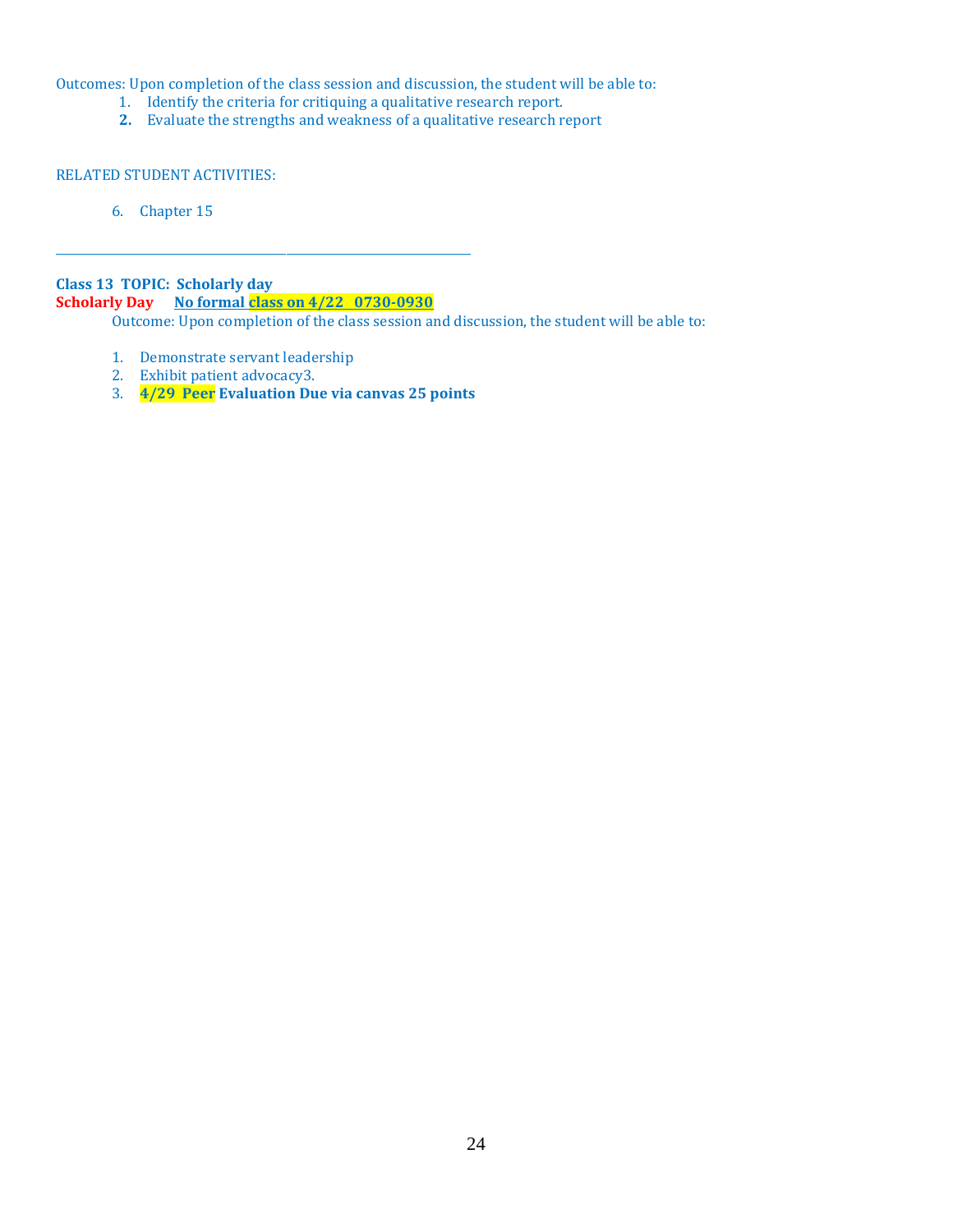Outcomes: Upon completion of the class session and discussion, the student will be able to:

1. Identify the criteria for critiquing a qualitative research report.
2. **Evaluate** the strengths and weakness of a qualitative research report

RELATED STUDENT ACTIVITIES:

6. Chapter 15

---

**Class 13 TOPIC: Scholarly day**

**Scholarly Day** **No formal class on 4/22 0730-0930**

Outcome: Upon completion of the class session and discussion, the student will be able to:

1. Demonstrate servant leadership
2. Exhibit patient advocacy3.
3. **4/29 Peer Evaluation Due via canvas 25 points**